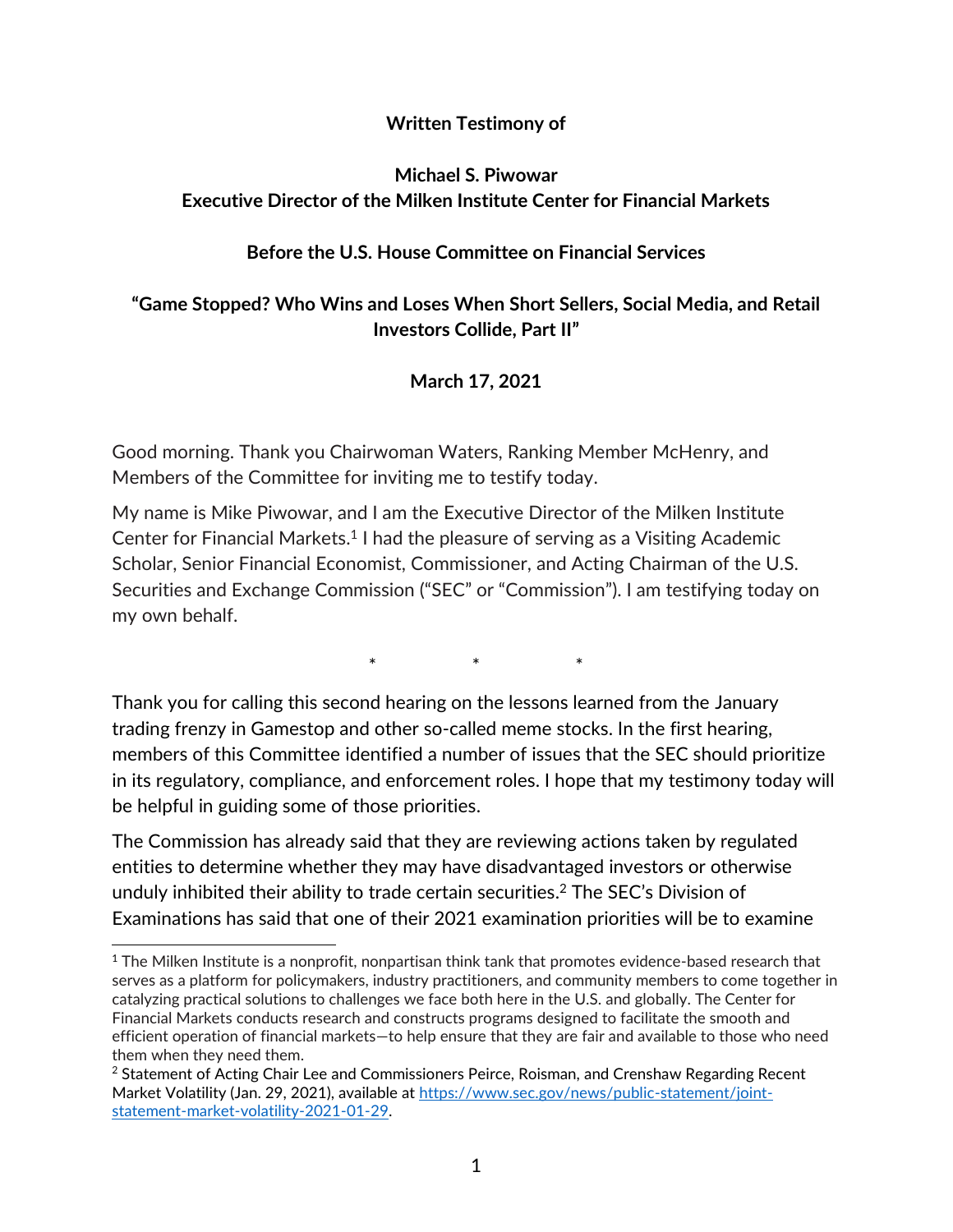**Written Testimony of**

**Michael S. Piwowar**
**Executive Director of the Milken Institute Center for Financial Markets**

**Before the U.S. House Committee on Financial Services**

**"Game Stopped? Who Wins and Loses When Short Sellers, Social Media, and Retail Investors Collide, Part II"**

**March 17, 2021**

Good morning. Thank you Chairwoman Waters, Ranking Member McHenry, and Members of the Committee for inviting me to testify today.

My name is Mike Piwowar, and I am the Executive Director of the Milken Institute Center for Financial Markets.[1] I had the pleasure of serving as a Visiting Academic Scholar, Senior Financial Economist, Commissioner, and Acting Chairman of the U.S. Securities and Exchange Commission ("SEC" or "Commission"). I am testifying today on my own behalf.

\* \* \*

Thank you for calling this second hearing on the lessons learned from the January trading frenzy in Gamestop and other so-called meme stocks. In the first hearing, members of this Committee identified a number of issues that the SEC should prioritize in its regulatory, compliance, and enforcement roles. I hope that my testimony today will be helpful in guiding some of those priorities.

The Commission has already said that they are reviewing actions taken by regulated entities to determine whether they may have disadvantaged investors or otherwise unduly inhibited their ability to trade certain securities.[2] The SEC's Division of Examinations has said that one of their 2021 examination priorities will be to examine

---

[1] The Milken Institute is a nonprofit, nonpartisan think tank that promotes evidence-based research that serves as a platform for policymakers, industry practitioners, and community members to come together in catalyzing practical solutions to challenges we face both here in the U.S. and globally. The Center for Financial Markets conducts research and constructs programs designed to facilitate the smooth and efficient operation of financial markets—to help ensure that they are fair and available to those who need them when they need them.

[2] Statement of Acting Chair Lee and Commissioners Peirce, Roisman, and Crenshaw Regarding Recent Market Volatility (Jan. 29, 2021), available at https://www.sec.gov/news/public-statement/joint-statement-market-volatility-2021-01-29.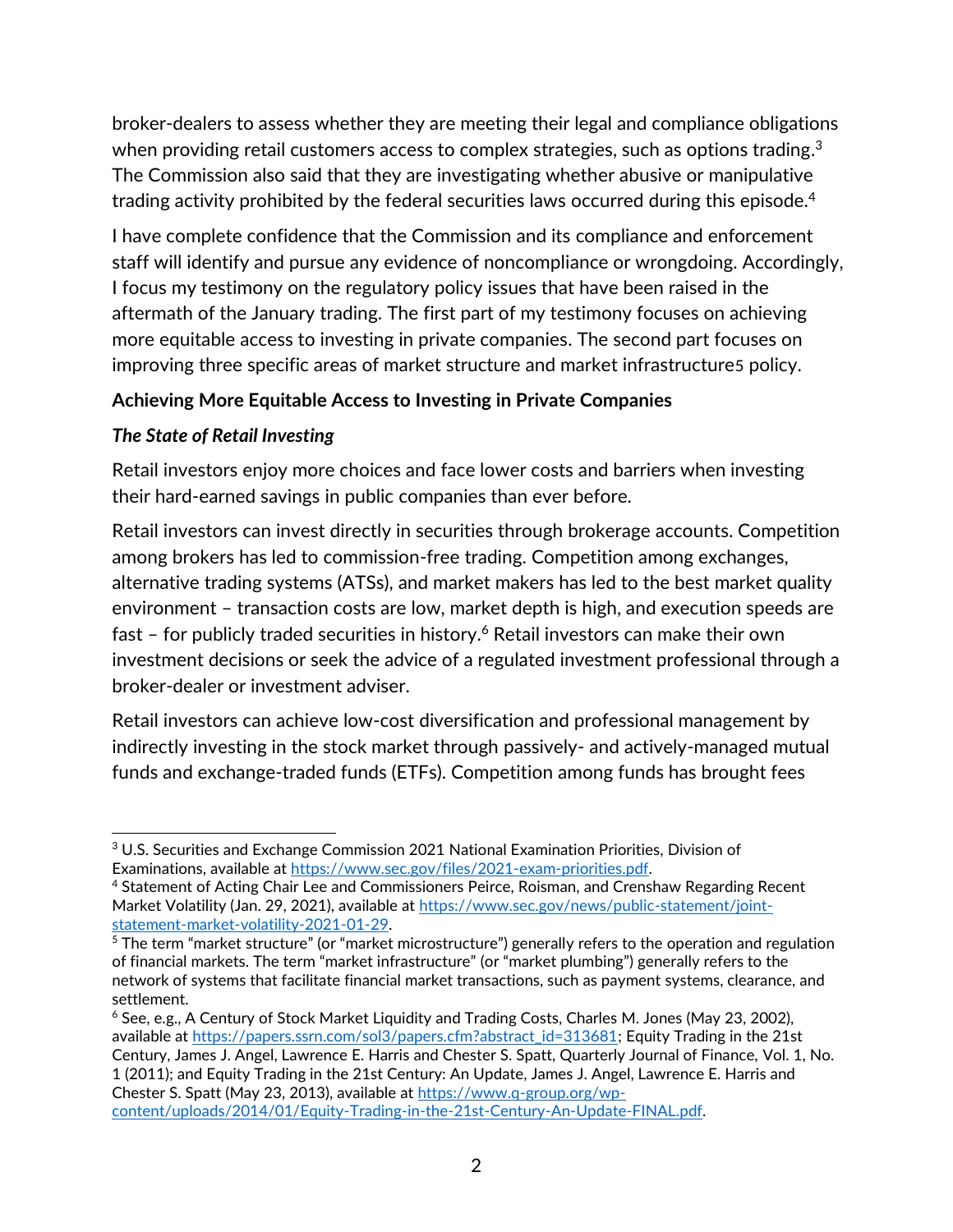broker-dealers to assess whether they are meeting their legal and compliance obligations when providing retail customers access to complex strategies, such as options trading.[3] The Commission also said that they are investigating whether abusive or manipulative trading activity prohibited by the federal securities laws occurred during this episode.[4]

I have complete confidence that the Commission and its compliance and enforcement staff will identify and pursue any evidence of noncompliance or wrongdoing. Accordingly, I focus my testimony on the regulatory policy issues that have been raised in the aftermath of the January trading. The first part of my testimony focuses on achieving more equitable access to investing in private companies. The second part focuses on improving three specific areas of market structure and market infrastructure[5] policy.

**Achieving More Equitable Access to Investing in Private Companies**

***The State of Retail Investing***

Retail investors enjoy more choices and face lower costs and barriers when investing their hard-earned savings in public companies than ever before.

Retail investors can invest directly in securities through brokerage accounts. Competition among brokers has led to commission-free trading. Competition among exchanges, alternative trading systems (ATSs), and market makers has led to the best market quality environment – transaction costs are low, market depth is high, and execution speeds are fast – for publicly traded securities in history.[6] Retail investors can make their own investment decisions or seek the advice of a regulated investment professional through a broker-dealer or investment adviser.

Retail investors can achieve low-cost diversification and professional management by indirectly investing in the stock market through passively- and actively-managed mutual funds and exchange-traded funds (ETFs). Competition among funds has brought fees

---

[3] U.S. Securities and Exchange Commission 2021 National Examination Priorities, Division of Examinations, available at https://www.sec.gov/files/2021-exam-priorities.pdf.

[4] Statement of Acting Chair Lee and Commissioners Peirce, Roisman, and Crenshaw Regarding Recent Market Volatility (Jan. 29, 2021), available at https://www.sec.gov/news/public-statement/joint-statement-market-volatility-2021-01-29.

[5] The term "market structure" (or "market microstructure") generally refers to the operation and regulation of financial markets. The term "market infrastructure" (or "market plumbing") generally refers to the network of systems that facilitate financial market transactions, such as payment systems, clearance, and settlement.

[6] See, e.g., A Century of Stock Market Liquidity and Trading Costs, Charles M. Jones (May 23, 2002), available at https://papers.ssrn.com/sol3/papers.cfm?abstract_id=313681; Equity Trading in the 21st Century, James J. Angel, Lawrence E. Harris and Chester S. Spatt, Quarterly Journal of Finance, Vol. 1, No. 1 (2011); and Equity Trading in the 21st Century: An Update, James J. Angel, Lawrence E. Harris and Chester S. Spatt (May 23, 2013), available at https://www.q-group.org/wp-content/uploads/2014/01/Equity-Trading-in-the-21st-Century-An-Update-FINAL.pdf.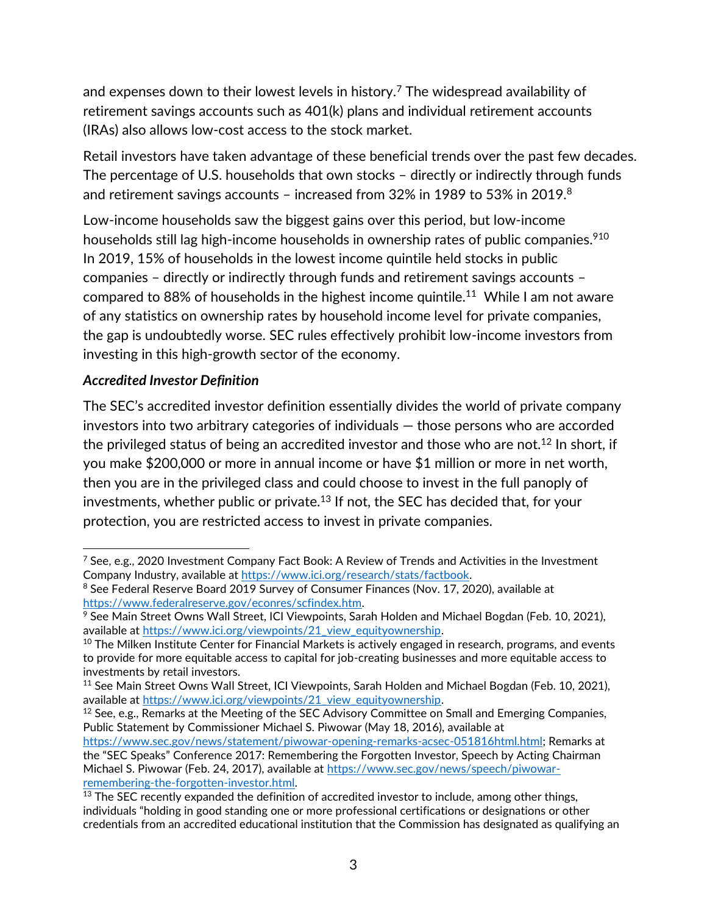and expenses down to their lowest levels in history.[7] The widespread availability of retirement savings accounts such as 401(k) plans and individual retirement accounts (IRAs) also allows low-cost access to the stock market.

Retail investors have taken advantage of these beneficial trends over the past few decades. The percentage of U.S. households that own stocks – directly or indirectly through funds and retirement savings accounts – increased from 32% in 1989 to 53% in 2019.[8]

Low-income households saw the biggest gains over this period, but low-income households still lag high-income households in ownership rates of public companies.[9][10] In 2019, 15% of households in the lowest income quintile held stocks in public companies – directly or indirectly through funds and retirement savings accounts – compared to 88% of households in the highest income quintile.[11] While I am not aware of any statistics on ownership rates by household income level for private companies, the gap is undoubtedly worse. SEC rules effectively prohibit low-income investors from investing in this high-growth sector of the economy.

***Accredited Investor Definition***

The SEC's accredited investor definition essentially divides the world of private company investors into two arbitrary categories of individuals — those persons who are accorded the privileged status of being an accredited investor and those who are not.[12] In short, if you make $200,000 or more in annual income or have $1 million or more in net worth, then you are in the privileged class and could choose to invest in the full panoply of investments, whether public or private.[13] If not, the SEC has decided that, for your protection, you are restricted access to invest in private companies.

---

[7] See, e.g., 2020 Investment Company Fact Book: A Review of Trends and Activities in the Investment Company Industry, available at https://www.ici.org/research/stats/factbook.

[8] See Federal Reserve Board 2019 Survey of Consumer Finances (Nov. 17, 2020), available at https://www.federalreserve.gov/econres/scfindex.htm.

[9] See Main Street Owns Wall Street, ICI Viewpoints, Sarah Holden and Michael Bogdan (Feb. 10, 2021), available at https://www.ici.org/viewpoints/21_view_equityownership.

[10] The Milken Institute Center for Financial Markets is actively engaged in research, programs, and events to provide for more equitable access to capital for job-creating businesses and more equitable access to investments by retail investors.

[11] See Main Street Owns Wall Street, ICI Viewpoints, Sarah Holden and Michael Bogdan (Feb. 10, 2021), available at https://www.ici.org/viewpoints/21_view_equityownership.

[12] See, e.g., Remarks at the Meeting of the SEC Advisory Committee on Small and Emerging Companies, Public Statement by Commissioner Michael S. Piwowar (May 18, 2016), available at https://www.sec.gov/news/statement/piwowar-opening-remarks-acsec-051816html.html; Remarks at the "SEC Speaks" Conference 2017: Remembering the Forgotten Investor, Speech by Acting Chairman Michael S. Piwowar (Feb. 24, 2017), available at https://www.sec.gov/news/speech/piwowar-remembering-the-forgotten-investor.html.

[13] The SEC recently expanded the definition of accredited investor to include, among other things, individuals "holding in good standing one or more professional certifications or designations or other credentials from an accredited educational institution that the Commission has designated as qualifying an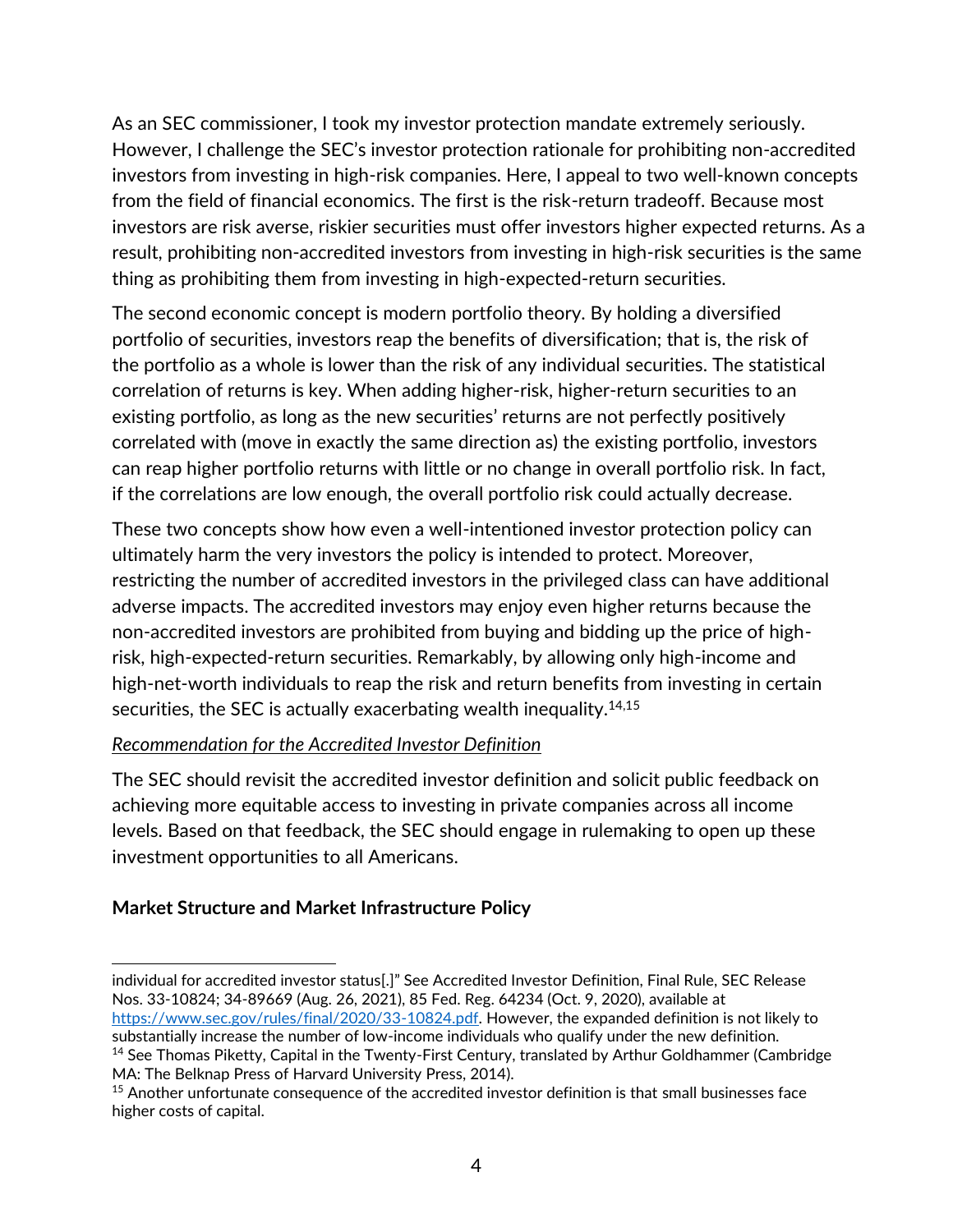As an SEC commissioner, I took my investor protection mandate extremely seriously. However, I challenge the SEC's investor protection rationale for prohibiting non-accredited investors from investing in high-risk companies. Here, I appeal to two well-known concepts from the field of financial economics. The first is the risk-return tradeoff. Because most investors are risk averse, riskier securities must offer investors higher expected returns. As a result, prohibiting non-accredited investors from investing in high-risk securities is the same thing as prohibiting them from investing in high-expected-return securities.

The second economic concept is modern portfolio theory. By holding a diversified portfolio of securities, investors reap the benefits of diversification; that is, the risk of the portfolio as a whole is lower than the risk of any individual securities. The statistical correlation of returns is key. When adding higher-risk, higher-return securities to an existing portfolio, as long as the new securities' returns are not perfectly positively correlated with (move in exactly the same direction as) the existing portfolio, investors can reap higher portfolio returns with little or no change in overall portfolio risk. In fact, if the correlations are low enough, the overall portfolio risk could actually decrease.

These two concepts show how even a well-intentioned investor protection policy can ultimately harm the very investors the policy is intended to protect. Moreover, restricting the number of accredited investors in the privileged class can have additional adverse impacts. The accredited investors may enjoy even higher returns because the non-accredited investors are prohibited from buying and bidding up the price of high-risk, high-expected-return securities. Remarkably, by allowing only high-income and high-net-worth individuals to reap the risk and return benefits from investing in certain securities, the SEC is actually exacerbating wealth inequality.[14,15]

*Recommendation for the Accredited Investor Definition*

The SEC should revisit the accredited investor definition and solicit public feedback on achieving more equitable access to investing in private companies across all income levels. Based on that feedback, the SEC should engage in rulemaking to open up these investment opportunities to all Americans.

**Market Structure and Market Infrastructure Policy**

---

individual for accredited investor status[.]" See Accredited Investor Definition, Final Rule, SEC Release Nos. 33-10824; 34-89669 (Aug. 26, 2021), 85 Fed. Reg. 64234 (Oct. 9, 2020), available at https://www.sec.gov/rules/final/2020/33-10824.pdf. However, the expanded definition is not likely to substantially increase the number of low-income individuals who qualify under the new definition.

[14] See Thomas Piketty, Capital in the Twenty-First Century, translated by Arthur Goldhammer (Cambridge MA: The Belknap Press of Harvard University Press, 2014).

[15] Another unfortunate consequence of the accredited investor definition is that small businesses face higher costs of capital.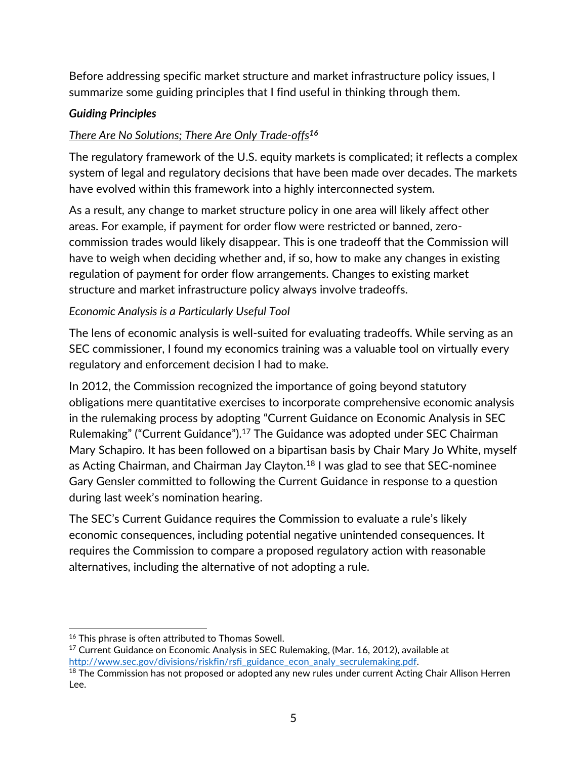Before addressing specific market structure and market infrastructure policy issues, I summarize some guiding principles that I find useful in thinking through them.

***Guiding Principles***

*There Are No Solutions; There Are Only Trade-offs*[16]

The regulatory framework of the U.S. equity markets is complicated; it reflects a complex system of legal and regulatory decisions that have been made over decades. The markets have evolved within this framework into a highly interconnected system.

As a result, any change to market structure policy in one area will likely affect other areas. For example, if payment for order flow were restricted or banned, zero-commission trades would likely disappear. This is one tradeoff that the Commission will have to weigh when deciding whether and, if so, how to make any changes in existing regulation of payment for order flow arrangements. Changes to existing market structure and market infrastructure policy always involve tradeoffs.

*Economic Analysis is a Particularly Useful Tool*

The lens of economic analysis is well-suited for evaluating tradeoffs. While serving as an SEC commissioner, I found my economics training was a valuable tool on virtually every regulatory and enforcement decision I had to make.

In 2012, the Commission recognized the importance of going beyond statutory obligations mere quantitative exercises to incorporate comprehensive economic analysis in the rulemaking process by adopting "Current Guidance on Economic Analysis in SEC Rulemaking" ("Current Guidance").[17] The Guidance was adopted under SEC Chairman Mary Schapiro. It has been followed on a bipartisan basis by Chair Mary Jo White, myself as Acting Chairman, and Chairman Jay Clayton.[18] I was glad to see that SEC-nominee Gary Gensler committed to following the Current Guidance in response to a question during last week's nomination hearing.

The SEC's Current Guidance requires the Commission to evaluate a rule's likely economic consequences, including potential negative unintended consequences. It requires the Commission to compare a proposed regulatory action with reasonable alternatives, including the alternative of not adopting a rule.

---

[16] This phrase is often attributed to Thomas Sowell.

[17] Current Guidance on Economic Analysis in SEC Rulemaking, (Mar. 16, 2012), available at http://www.sec.gov/divisions/riskfin/rsfi_guidance_econ_analy_secrulemaking.pdf.

[18] The Commission has not proposed or adopted any new rules under current Acting Chair Allison Herren Lee.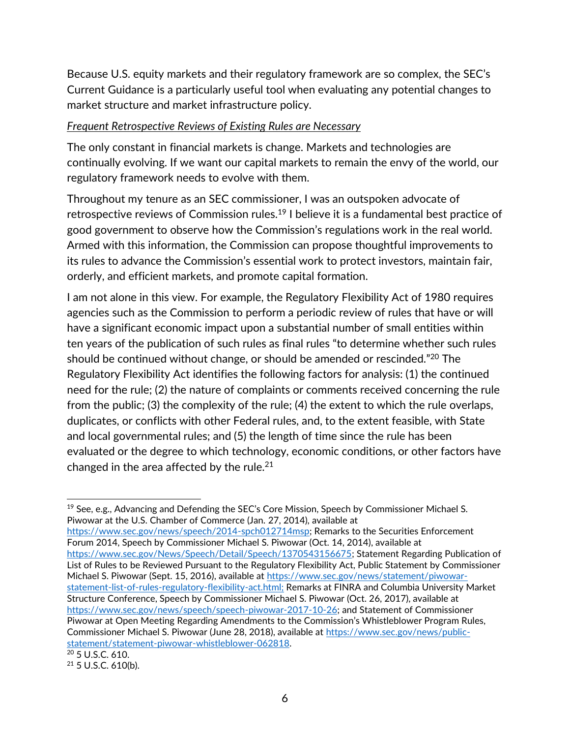Because U.S. equity markets and their regulatory framework are so complex, the SEC's Current Guidance is a particularly useful tool when evaluating any potential changes to market structure and market infrastructure policy.

*<u>Frequent Retrospective Reviews of Existing Rules are Necessary</u>*

The only constant in financial markets is change. Markets and technologies are continually evolving. If we want our capital markets to remain the envy of the world, our regulatory framework needs to evolve with them.

Throughout my tenure as an SEC commissioner, I was an outspoken advocate of retrospective reviews of Commission rules.[19] I believe it is a fundamental best practice of good government to observe how the Commission's regulations work in the real world. Armed with this information, the Commission can propose thoughtful improvements to its rules to advance the Commission's essential work to protect investors, maintain fair, orderly, and efficient markets, and promote capital formation.

I am not alone in this view. For example, the Regulatory Flexibility Act of 1980 requires agencies such as the Commission to perform a periodic review of rules that have or will have a significant economic impact upon a substantial number of small entities within ten years of the publication of such rules as final rules "to determine whether such rules should be continued without change, or should be amended or rescinded."[20] The Regulatory Flexibility Act identifies the following factors for analysis: (1) the continued need for the rule; (2) the nature of complaints or comments received concerning the rule from the public; (3) the complexity of the rule; (4) the extent to which the rule overlaps, duplicates, or conflicts with other Federal rules, and, to the extent feasible, with State and local governmental rules; and (5) the length of time since the rule has been evaluated or the degree to which technology, economic conditions, or other factors have changed in the area affected by the rule.[21]

---

[19] See, e.g., Advancing and Defending the SEC's Core Mission, Speech by Commissioner Michael S. Piwowar at the U.S. Chamber of Commerce (Jan. 27, 2014), available at https://www.sec.gov/news/speech/2014-spch012714msp; Remarks to the Securities Enforcement Forum 2014, Speech by Commissioner Michael S. Piwowar (Oct. 14, 2014), available at https://www.sec.gov/News/Speech/Detail/Speech/1370543156675; Statement Regarding Publication of List of Rules to be Reviewed Pursuant to the Regulatory Flexibility Act, Public Statement by Commissioner Michael S. Piwowar (Sept. 15, 2016), available at https://www.sec.gov/news/statement/piwowar-statement-list-of-rules-regulatory-flexibility-act.html; Remarks at FINRA and Columbia University Market Structure Conference, Speech by Commissioner Michael S. Piwowar (Oct. 26, 2017), available at https://www.sec.gov/news/speech/speech-piwowar-2017-10-26; and Statement of Commissioner Piwowar at Open Meeting Regarding Amendments to the Commission's Whistleblower Program Rules, Commissioner Michael S. Piwowar (June 28, 2018), available at https://www.sec.gov/news/public-statement/statement-piwowar-whistleblower-062818.

[20] 5 U.S.C. 610.

[21] 5 U.S.C. 610(b).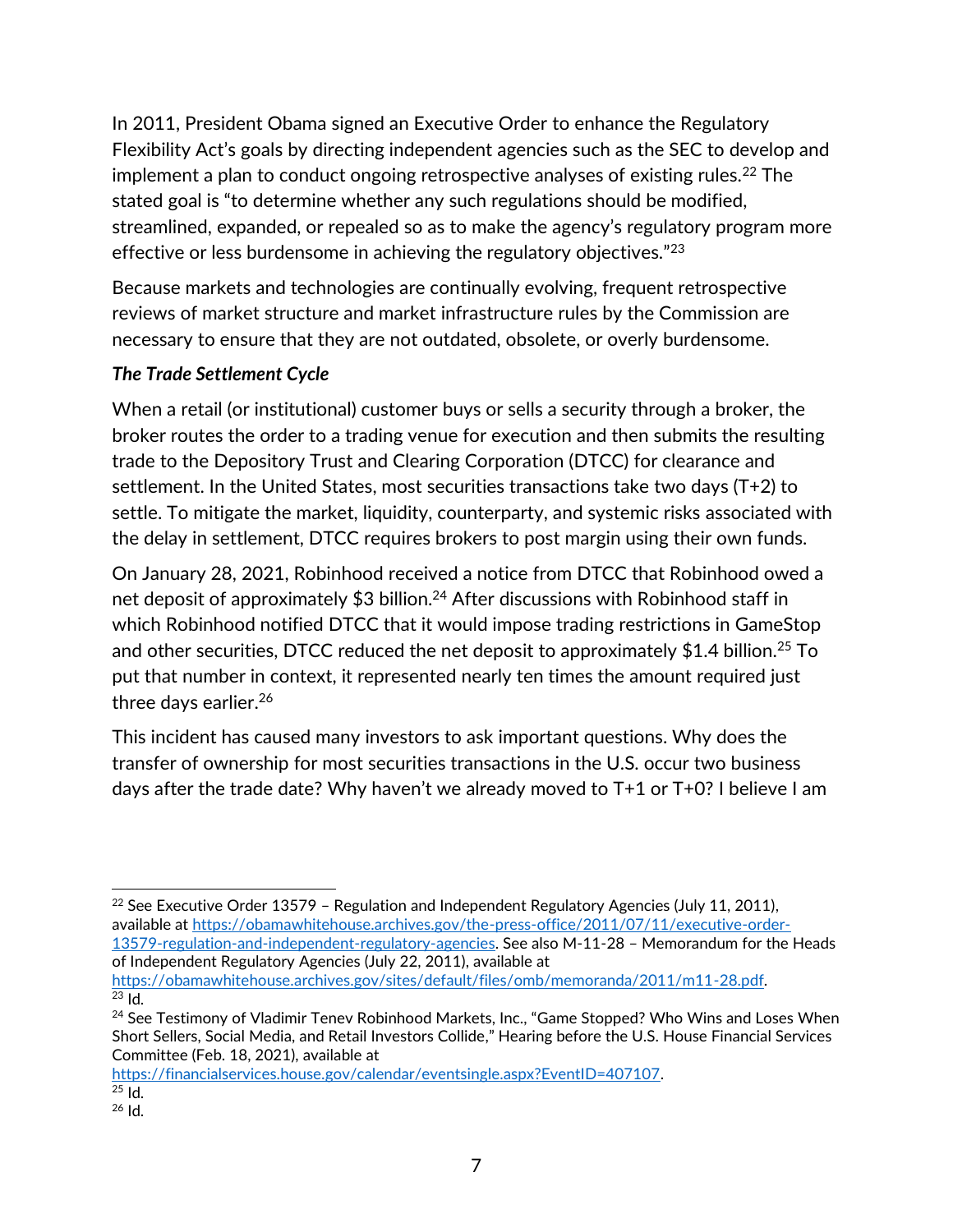In 2011, President Obama signed an Executive Order to enhance the Regulatory Flexibility Act's goals by directing independent agencies such as the SEC to develop and implement a plan to conduct ongoing retrospective analyses of existing rules.[22] The stated goal is "to determine whether any such regulations should be modified, streamlined, expanded, or repealed so as to make the agency's regulatory program more effective or less burdensome in achieving the regulatory objectives."[23]

Because markets and technologies are continually evolving, frequent retrospective reviews of market structure and market infrastructure rules by the Commission are necessary to ensure that they are not outdated, obsolete, or overly burdensome.

***The Trade Settlement Cycle***

When a retail (or institutional) customer buys or sells a security through a broker, the broker routes the order to a trading venue for execution and then submits the resulting trade to the Depository Trust and Clearing Corporation (DTCC) for clearance and settlement. In the United States, most securities transactions take two days (T+2) to settle. To mitigate the market, liquidity, counterparty, and systemic risks associated with the delay in settlement, DTCC requires brokers to post margin using their own funds.

On January 28, 2021, Robinhood received a notice from DTCC that Robinhood owed a net deposit of approximately $3 billion.[24] After discussions with Robinhood staff in which Robinhood notified DTCC that it would impose trading restrictions in GameStop and other securities, DTCC reduced the net deposit to approximately $1.4 billion.[25] To put that number in context, it represented nearly ten times the amount required just three days earlier.[26]

This incident has caused many investors to ask important questions. Why does the transfer of ownership for most securities transactions in the U.S. occur two business days after the trade date? Why haven't we already moved to T+1 or T+0? I believe I am

---

[22] See Executive Order 13579 – Regulation and Independent Regulatory Agencies (July 11, 2011), available at https://obamawhitehouse.archives.gov/the-press-office/2011/07/11/executive-order-13579-regulation-and-independent-regulatory-agencies. See also M-11-28 – Memorandum for the Heads of Independent Regulatory Agencies (July 22, 2011), available at https://obamawhitehouse.archives.gov/sites/default/files/omb/memoranda/2011/m11-28.pdf.

[23] Id.

[24] See Testimony of Vladimir Tenev Robinhood Markets, Inc., "Game Stopped? Who Wins and Loses When Short Sellers, Social Media, and Retail Investors Collide," Hearing before the U.S. House Financial Services Committee (Feb. 18, 2021), available at https://financialservices.house.gov/calendar/eventsingle.aspx?EventID=407107.

[25] Id.

[26] Id.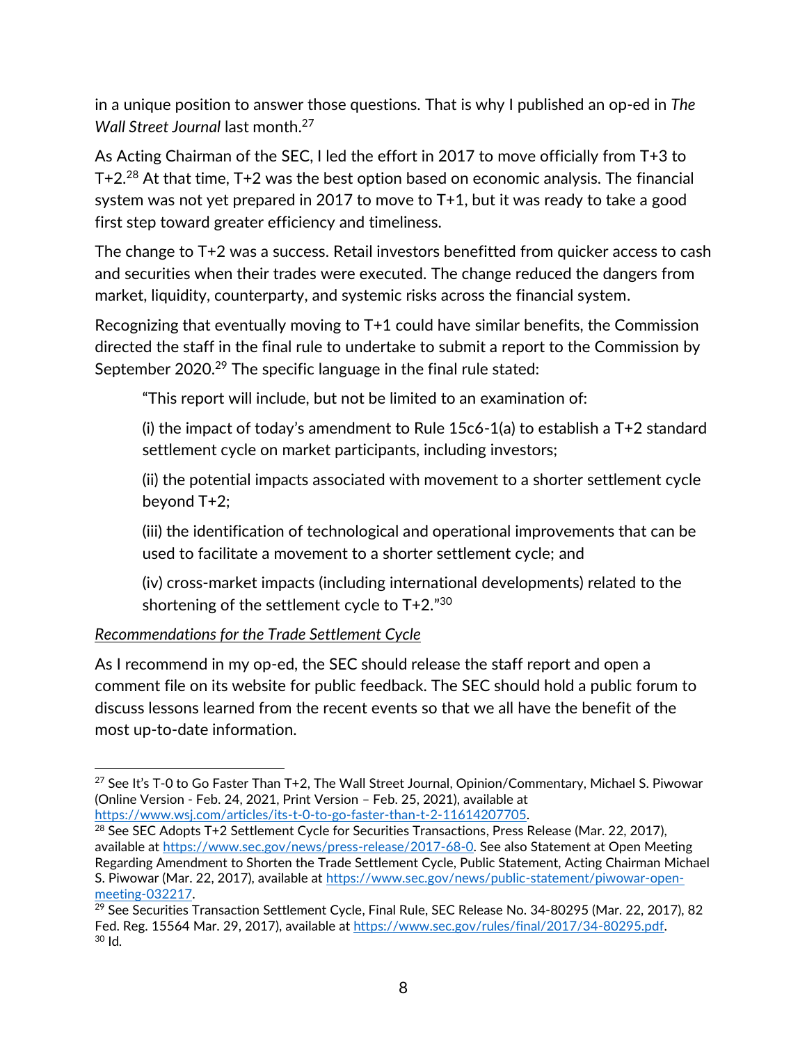in a unique position to answer those questions. That is why I published an op-ed in *The Wall Street Journal* last month.[27]

As Acting Chairman of the SEC, I led the effort in 2017 to move officially from T+3 to T+2.[28] At that time, T+2 was the best option based on economic analysis. The financial system was not yet prepared in 2017 to move to T+1, but it was ready to take a good first step toward greater efficiency and timeliness.

The change to T+2 was a success. Retail investors benefitted from quicker access to cash and securities when their trades were executed. The change reduced the dangers from market, liquidity, counterparty, and systemic risks across the financial system.

Recognizing that eventually moving to T+1 could have similar benefits, the Commission directed the staff in the final rule to undertake to submit a report to the Commission by September 2020.[29] The specific language in the final rule stated:

> "This report will include, but not be limited to an examination of:
>
> (i) the impact of today's amendment to Rule 15c6-1(a) to establish a T+2 standard settlement cycle on market participants, including investors;
>
> (ii) the potential impacts associated with movement to a shorter settlement cycle beyond T+2;
>
> (iii) the identification of technological and operational improvements that can be used to facilitate a movement to a shorter settlement cycle; and
>
> (iv) cross-market impacts (including international developments) related to the shortening of the settlement cycle to T+2."[30]

*Recommendations for the Trade Settlement Cycle*

As I recommend in my op-ed, the SEC should release the staff report and open a comment file on its website for public feedback. The SEC should hold a public forum to discuss lessons learned from the recent events so that we all have the benefit of the most up-to-date information.

---

[27] See It's T-0 to Go Faster Than T+2, The Wall Street Journal, Opinion/Commentary, Michael S. Piwowar (Online Version - Feb. 24, 2021, Print Version – Feb. 25, 2021), available at https://www.wsj.com/articles/its-t-0-to-go-faster-than-t-2-11614207705.

[28] See SEC Adopts T+2 Settlement Cycle for Securities Transactions, Press Release (Mar. 22, 2017), available at https://www.sec.gov/news/press-release/2017-68-0. See also Statement at Open Meeting Regarding Amendment to Shorten the Trade Settlement Cycle, Public Statement, Acting Chairman Michael S. Piwowar (Mar. 22, 2017), available at https://www.sec.gov/news/public-statement/piwowar-open-meeting-032217.

[29] See Securities Transaction Settlement Cycle, Final Rule, SEC Release No. 34-80295 (Mar. 22, 2017), 82 Fed. Reg. 15564 Mar. 29, 2017), available at https://www.sec.gov/rules/final/2017/34-80295.pdf.

[30] Id.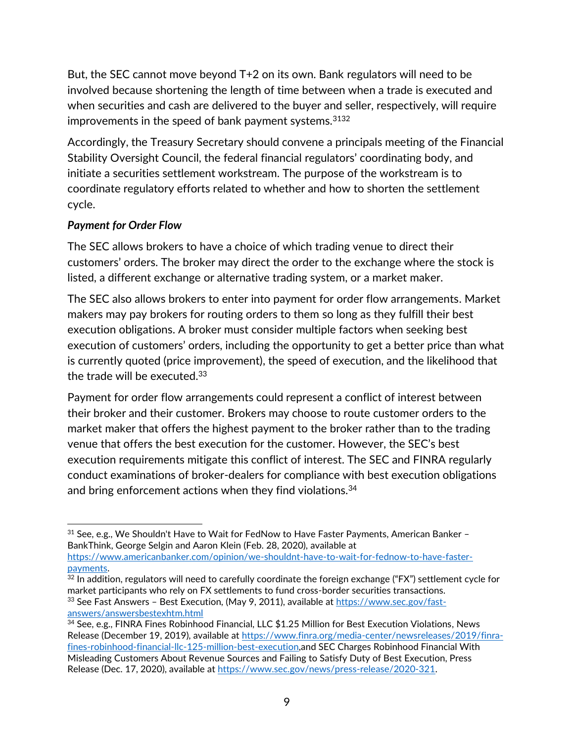But, the SEC cannot move beyond T+2 on its own. Bank regulators will need to be involved because shortening the length of time between when a trade is executed and when securities and cash are delivered to the buyer and seller, respectively, will require improvements in the speed of bank payment systems.[31][32]

Accordingly, the Treasury Secretary should convene a principals meeting of the Financial Stability Oversight Council, the federal financial regulators' coordinating body, and initiate a securities settlement workstream. The purpose of the workstream is to coordinate regulatory efforts related to whether and how to shorten the settlement cycle.

***Payment for Order Flow***

The SEC allows brokers to have a choice of which trading venue to direct their customers' orders. The broker may direct the order to the exchange where the stock is listed, a different exchange or alternative trading system, or a market maker.

The SEC also allows brokers to enter into payment for order flow arrangements. Market makers may pay brokers for routing orders to them so long as they fulfill their best execution obligations. A broker must consider multiple factors when seeking best execution of customers' orders, including the opportunity to get a better price than what is currently quoted (price improvement), the speed of execution, and the likelihood that the trade will be executed.[33]

Payment for order flow arrangements could represent a conflict of interest between their broker and their customer. Brokers may choose to route customer orders to the market maker that offers the highest payment to the broker rather than to the trading venue that offers the best execution for the customer. However, the SEC's best execution requirements mitigate this conflict of interest. The SEC and FINRA regularly conduct examinations of broker-dealers for compliance with best execution obligations and bring enforcement actions when they find violations.[34]

---

[31] See, e.g., We Shouldn't Have to Wait for FedNow to Have Faster Payments, American Banker – BankThink, George Selgin and Aaron Klein (Feb. 28, 2020), available at https://www.americanbanker.com/opinion/we-shouldnt-have-to-wait-for-fednow-to-have-faster-payments.

[32] In addition, regulators will need to carefully coordinate the foreign exchange ("FX") settlement cycle for market participants who rely on FX settlements to fund cross-border securities transactions.

[33] See Fast Answers – Best Execution, (May 9, 2011), available at https://www.sec.gov/fast-answers/answersbestexhtm.html

[34] See, e.g., FINRA Fines Robinhood Financial, LLC $1.25 Million for Best Execution Violations, News Release (December 19, 2019), available at https://www.finra.org/media-center/newsreleases/2019/finra-fines-robinhood-financial-llc-125-million-best-execution,and SEC Charges Robinhood Financial With Misleading Customers About Revenue Sources and Failing to Satisfy Duty of Best Execution, Press Release (Dec. 17, 2020), available at https://www.sec.gov/news/press-release/2020-321.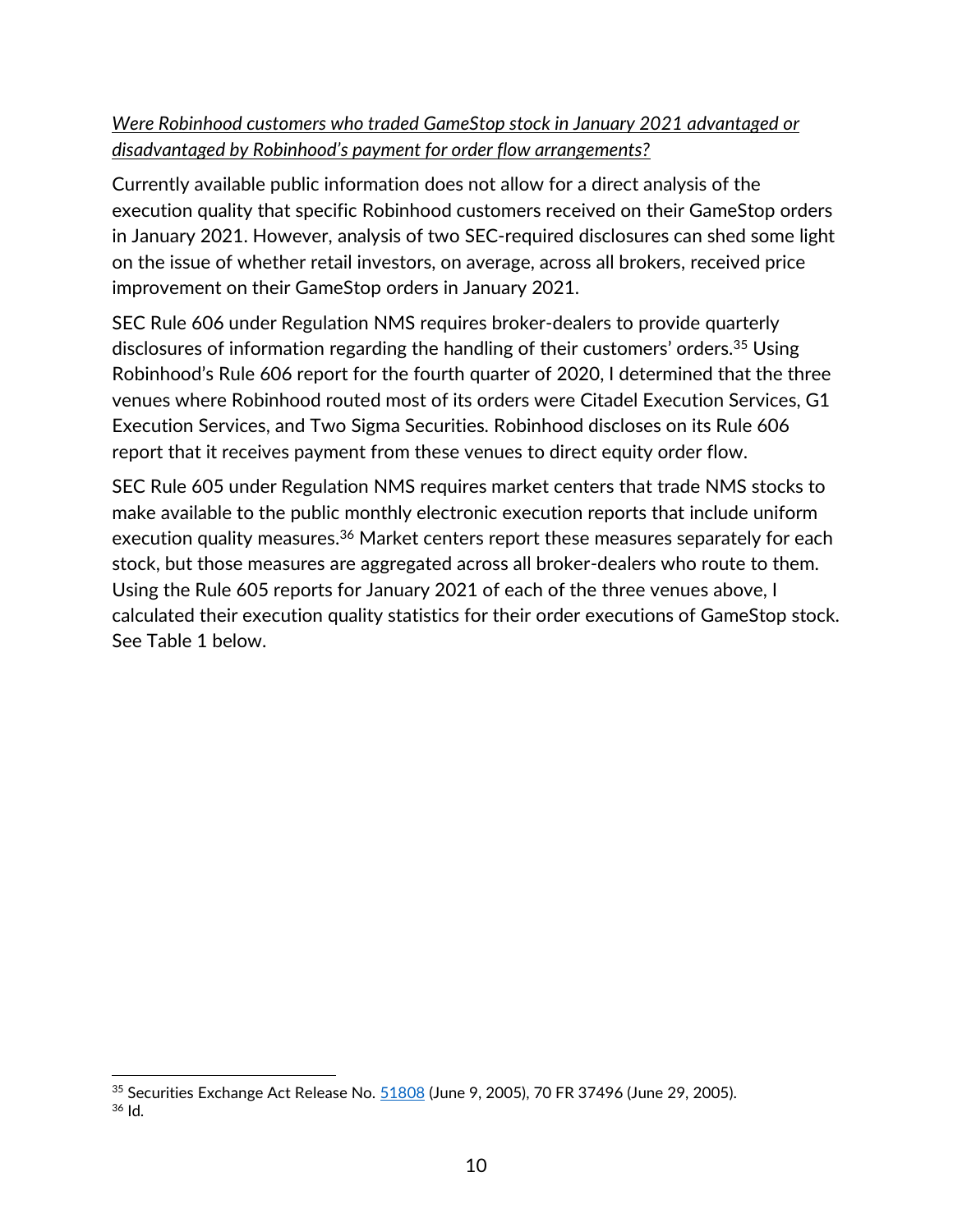*Were Robinhood customers who traded GameStop stock in January 2021 advantaged or disadvantaged by Robinhood's payment for order flow arrangements?*

Currently available public information does not allow for a direct analysis of the execution quality that specific Robinhood customers received on their GameStop orders in January 2021. However, analysis of two SEC-required disclosures can shed some light on the issue of whether retail investors, on average, across all brokers, received price improvement on their GameStop orders in January 2021.

SEC Rule 606 under Regulation NMS requires broker-dealers to provide quarterly disclosures of information regarding the handling of their customers' orders.[35] Using Robinhood's Rule 606 report for the fourth quarter of 2020, I determined that the three venues where Robinhood routed most of its orders were Citadel Execution Services, G1 Execution Services, and Two Sigma Securities. Robinhood discloses on its Rule 606 report that it receives payment from these venues to direct equity order flow.

SEC Rule 605 under Regulation NMS requires market centers that trade NMS stocks to make available to the public monthly electronic execution reports that include uniform execution quality measures.[36] Market centers report these measures separately for each stock, but those measures are aggregated across all broker-dealers who route to them. Using the Rule 605 reports for January 2021 of each of the three venues above, I calculated their execution quality statistics for their order executions of GameStop stock. See Table 1 below.

---

[35] Securities Exchange Act Release No. 51808 (June 9, 2005), 70 FR 37496 (June 29, 2005).

[36] Id.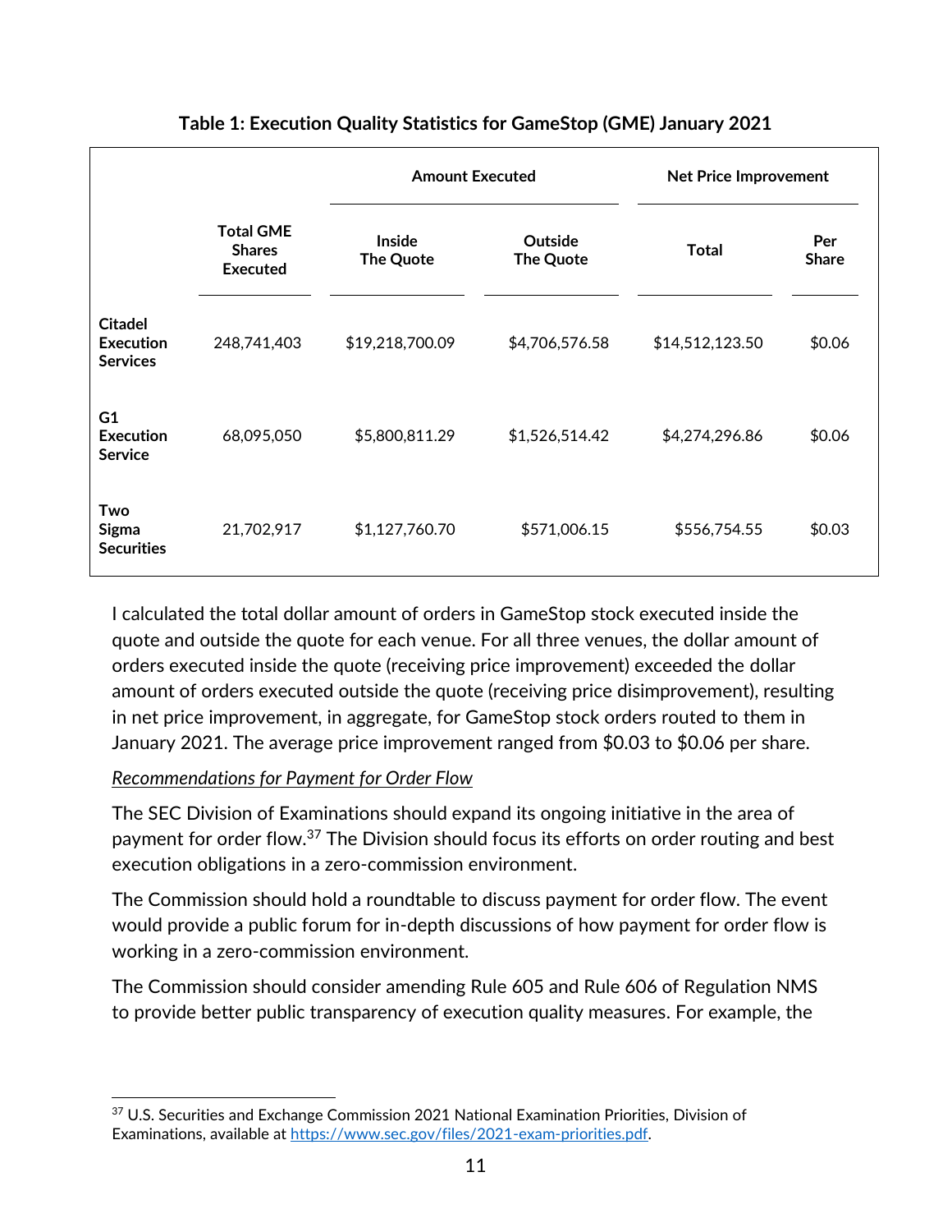**Table 1: Execution Quality Statistics for GameStop (GME) January 2021**

| | Total GME Shares Executed | Amount Executed | | Net Price Improvement | |
|---|---|---|---|---|---|
| | | Inside The Quote | Outside The Quote | Total | Per Share |
| Citadel Execution Services | 248,741,403 | $19,218,700.09 | $4,706,576.58 | $14,512,123.50 | $0.06 |
| G1 Execution Service | 68,095,050 | $5,800,811.29 | $1,526,514.42 | $4,274,296.86 | $0.06 |
| Two Sigma Securities | 21,702,917 | $1,127,760.70 | $571,006.15 | $556,754.55 | $0.03 |

I calculated the total dollar amount of orders in GameStop stock executed inside the quote and outside the quote for each venue. For all three venues, the dollar amount of orders executed inside the quote (receiving price improvement) exceeded the dollar amount of orders executed outside the quote (receiving price disimprovement), resulting in net price improvement, in aggregate, for GameStop stock orders routed to them in January 2021. The average price improvement ranged from $0.03 to $0.06 per share.

*Recommendations for Payment for Order Flow*

The SEC Division of Examinations should expand its ongoing initiative in the area of payment for order flow.[37] The Division should focus its efforts on order routing and best execution obligations in a zero-commission environment.

The Commission should hold a roundtable to discuss payment for order flow. The event would provide a public forum for in-depth discussions of how payment for order flow is working in a zero-commission environment.

The Commission should consider amending Rule 605 and Rule 606 of Regulation NMS to provide better public transparency of execution quality measures. For example, the

[37] U.S. Securities and Exchange Commission 2021 National Examination Priorities, Division of Examinations, available at https://www.sec.gov/files/2021-exam-priorities.pdf.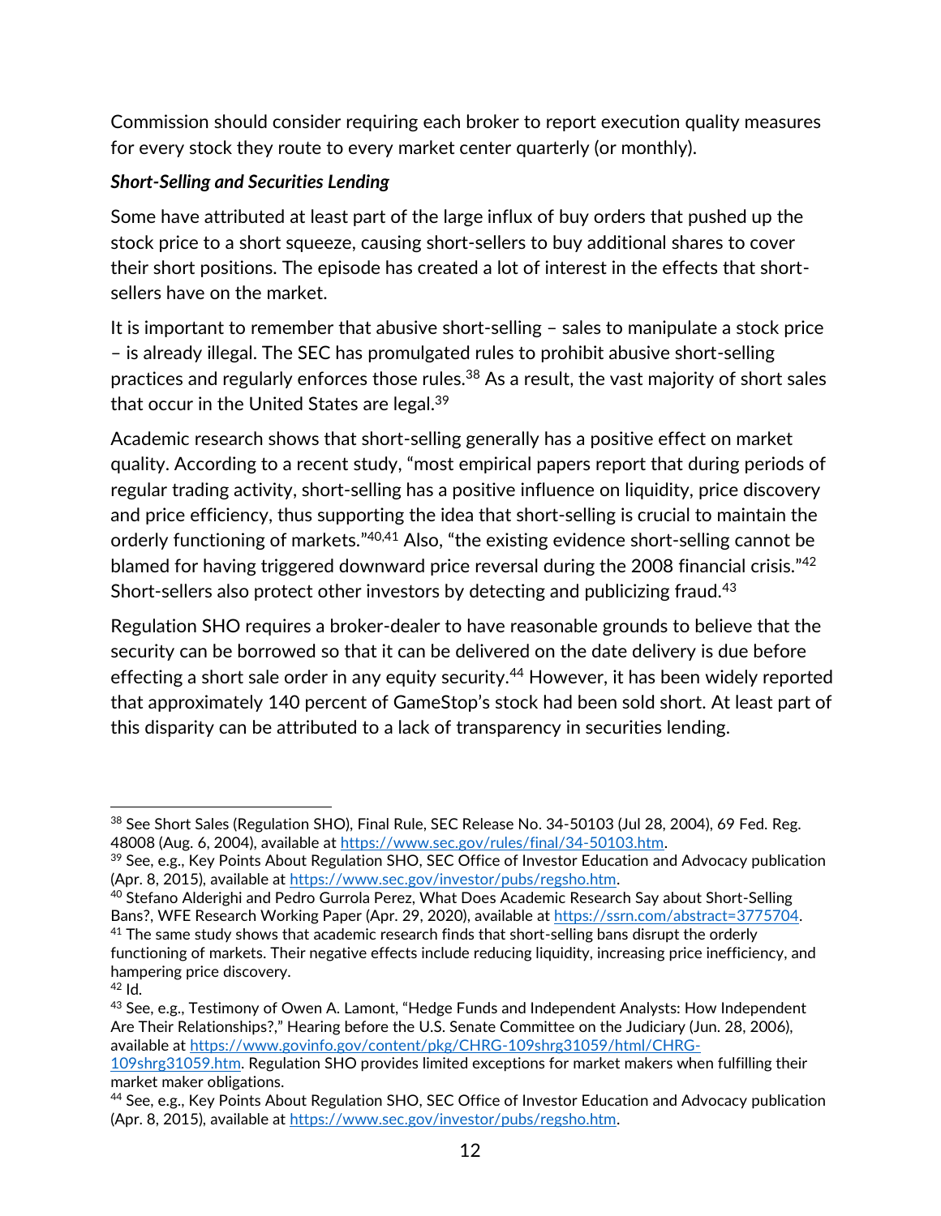Commission should consider requiring each broker to report execution quality measures for every stock they route to every market center quarterly (or monthly).

***Short-Selling and Securities Lending***

Some have attributed at least part of the large influx of buy orders that pushed up the stock price to a short squeeze, causing short-sellers to buy additional shares to cover their short positions. The episode has created a lot of interest in the effects that short-sellers have on the market.

It is important to remember that abusive short-selling – sales to manipulate a stock price – is already illegal. The SEC has promulgated rules to prohibit abusive short-selling practices and regularly enforces those rules.[38] As a result, the vast majority of short sales that occur in the United States are legal.[39]

Academic research shows that short-selling generally has a positive effect on market quality. According to a recent study, "most empirical papers report that during periods of regular trading activity, short-selling has a positive influence on liquidity, price discovery and price efficiency, thus supporting the idea that short-selling is crucial to maintain the orderly functioning of markets."[40,41] Also, "the existing evidence short-selling cannot be blamed for having triggered downward price reversal during the 2008 financial crisis."[42] Short-sellers also protect other investors by detecting and publicizing fraud.[43]

Regulation SHO requires a broker-dealer to have reasonable grounds to believe that the security can be borrowed so that it can be delivered on the date delivery is due before effecting a short sale order in any equity security.[44] However, it has been widely reported that approximately 140 percent of GameStop's stock had been sold short. At least part of this disparity can be attributed to a lack of transparency in securities lending.

---

[38] See Short Sales (Regulation SHO), Final Rule, SEC Release No. 34-50103 (Jul 28, 2004), 69 Fed. Reg. 48008 (Aug. 6, 2004), available at https://www.sec.gov/rules/final/34-50103.htm.

[39] See, e.g., Key Points About Regulation SHO, SEC Office of Investor Education and Advocacy publication (Apr. 8, 2015), available at https://www.sec.gov/investor/pubs/regsho.htm.

[40] Stefano Alderighi and Pedro Gurrola Perez, What Does Academic Research Say about Short-Selling Bans?, WFE Research Working Paper (Apr. 29, 2020), available at https://ssrn.com/abstract=3775704.

[41] The same study shows that academic research finds that short-selling bans disrupt the orderly functioning of markets. Their negative effects include reducing liquidity, increasing price inefficiency, and hampering price discovery.

[42] Id.

[43] See, e.g., Testimony of Owen A. Lamont, "Hedge Funds and Independent Analysts: How Independent Are Their Relationships?," Hearing before the U.S. Senate Committee on the Judiciary (Jun. 28, 2006), available at https://www.govinfo.gov/content/pkg/CHRG-109shrg31059/html/CHRG-109shrg31059.htm. Regulation SHO provides limited exceptions for market makers when fulfilling their market maker obligations.

[44] See, e.g., Key Points About Regulation SHO, SEC Office of Investor Education and Advocacy publication (Apr. 8, 2015), available at https://www.sec.gov/investor/pubs/regsho.htm.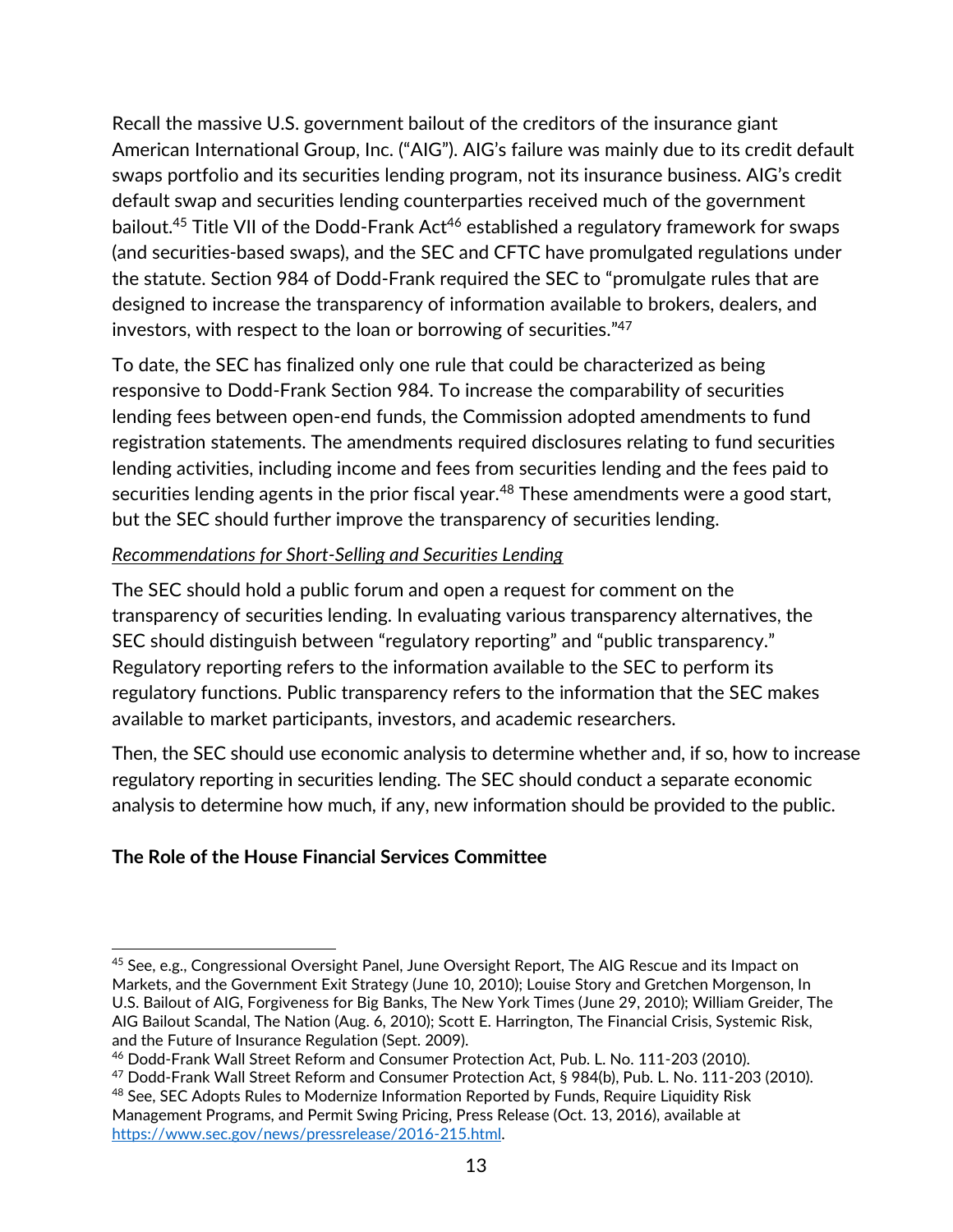Recall the massive U.S. government bailout of the creditors of the insurance giant American International Group, Inc. ("AIG"). AIG's failure was mainly due to its credit default swaps portfolio and its securities lending program, not its insurance business. AIG's credit default swap and securities lending counterparties received much of the government bailout.[45] Title VII of the Dodd-Frank Act[46] established a regulatory framework for swaps (and securities-based swaps), and the SEC and CFTC have promulgated regulations under the statute. Section 984 of Dodd-Frank required the SEC to "promulgate rules that are designed to increase the transparency of information available to brokers, dealers, and investors, with respect to the loan or borrowing of securities."[47]

To date, the SEC has finalized only one rule that could be characterized as being responsive to Dodd-Frank Section 984. To increase the comparability of securities lending fees between open-end funds, the Commission adopted amendments to fund registration statements. The amendments required disclosures relating to fund securities lending activities, including income and fees from securities lending and the fees paid to securities lending agents in the prior fiscal year.[48] These amendments were a good start, but the SEC should further improve the transparency of securities lending.

*Recommendations for Short-Selling and Securities Lending*

The SEC should hold a public forum and open a request for comment on the transparency of securities lending. In evaluating various transparency alternatives, the SEC should distinguish between "regulatory reporting" and "public transparency." Regulatory reporting refers to the information available to the SEC to perform its regulatory functions. Public transparency refers to the information that the SEC makes available to market participants, investors, and academic researchers.

Then, the SEC should use economic analysis to determine whether and, if so, how to increase regulatory reporting in securities lending. The SEC should conduct a separate economic analysis to determine how much, if any, new information should be provided to the public.

**The Role of the House Financial Services Committee**

---

[45] See, e.g., Congressional Oversight Panel, June Oversight Report, The AIG Rescue and its Impact on Markets, and the Government Exit Strategy (June 10, 2010); Louise Story and Gretchen Morgenson, In U.S. Bailout of AIG, Forgiveness for Big Banks, The New York Times (June 29, 2010); William Greider, The AIG Bailout Scandal, The Nation (Aug. 6, 2010); Scott E. Harrington, The Financial Crisis, Systemic Risk, and the Future of Insurance Regulation (Sept. 2009).

[46] Dodd-Frank Wall Street Reform and Consumer Protection Act, Pub. L. No. 111-203 (2010).

[47] Dodd-Frank Wall Street Reform and Consumer Protection Act, § 984(b), Pub. L. No. 111-203 (2010).

[48] See, SEC Adopts Rules to Modernize Information Reported by Funds, Require Liquidity Risk Management Programs, and Permit Swing Pricing, Press Release (Oct. 13, 2016), available at https://www.sec.gov/news/pressrelease/2016-215.html.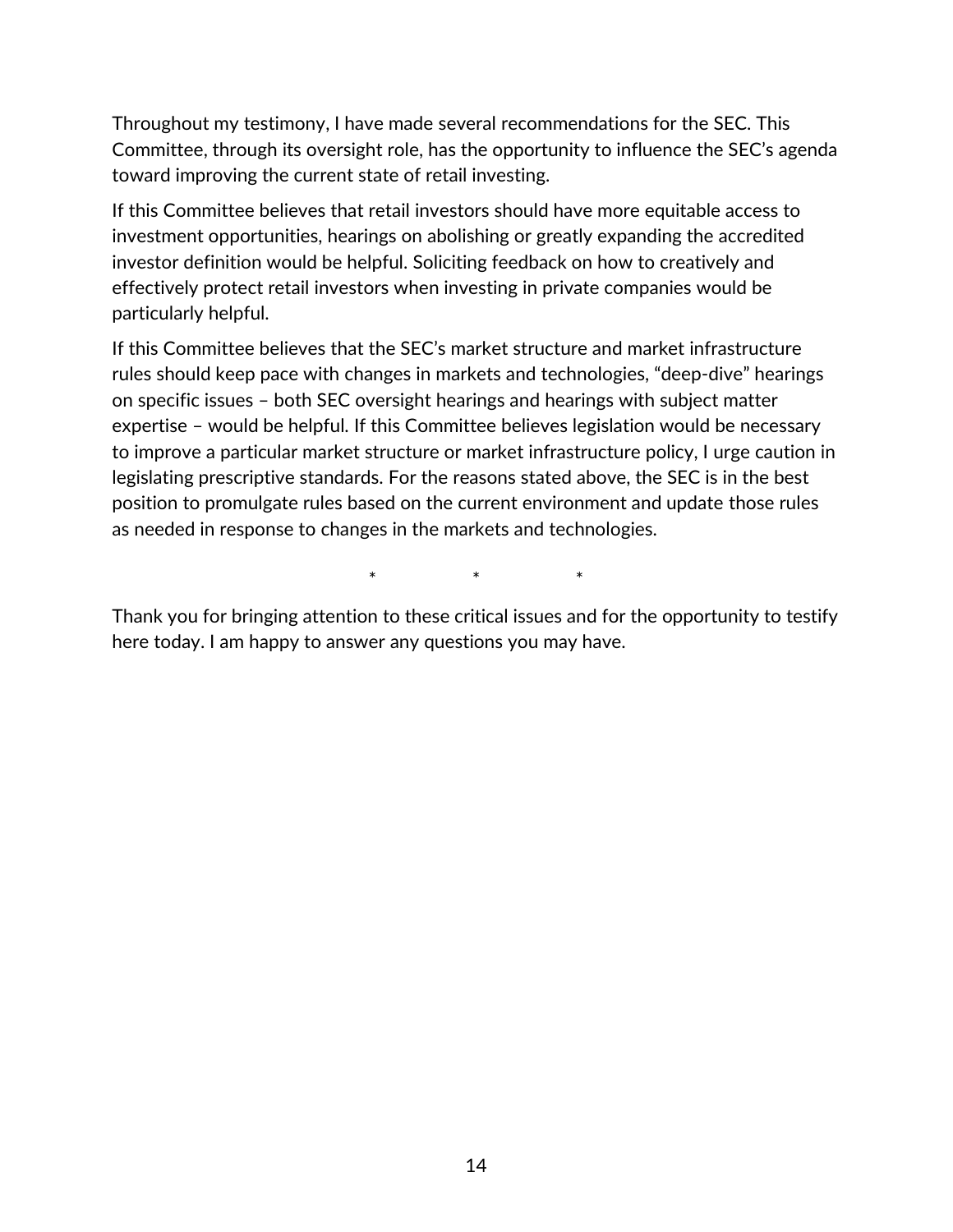Throughout my testimony, I have made several recommendations for the SEC. This Committee, through its oversight role, has the opportunity to influence the SEC's agenda toward improving the current state of retail investing.

If this Committee believes that retail investors should have more equitable access to investment opportunities, hearings on abolishing or greatly expanding the accredited investor definition would be helpful. Soliciting feedback on how to creatively and effectively protect retail investors when investing in private companies would be particularly helpful.

If this Committee believes that the SEC's market structure and market infrastructure rules should keep pace with changes in markets and technologies, "deep-dive" hearings on specific issues – both SEC oversight hearings and hearings with subject matter expertise – would be helpful. If this Committee believes legislation would be necessary to improve a particular market structure or market infrastructure policy, I urge caution in legislating prescriptive standards. For the reasons stated above, the SEC is in the best position to promulgate rules based on the current environment and update those rules as needed in response to changes in the markets and technologies.

\* \* \*

Thank you for bringing attention to these critical issues and for the opportunity to testify here today. I am happy to answer any questions you may have.